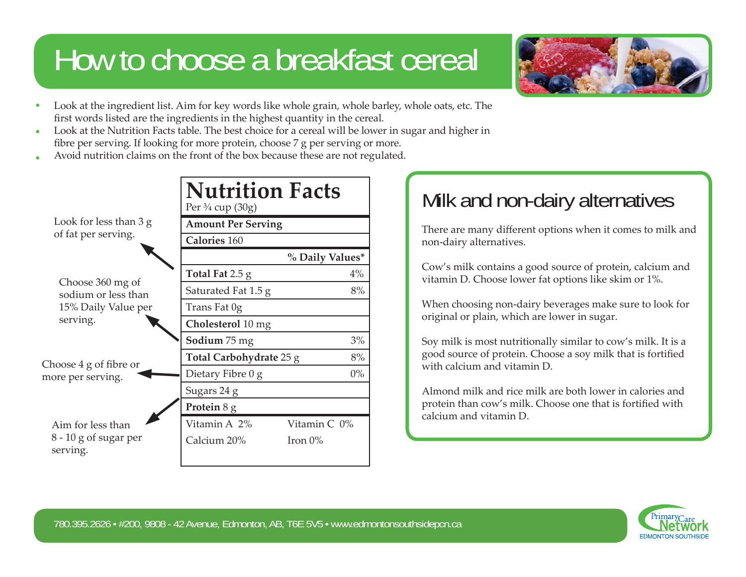# How to choose a breakfast cereal

- Look at the ingredient list. Aim for key words like whole grain, whole barley, whole oats, etc. The first words listed are the ingredients in the highest quantity in the cereal.
- Look at the Nutrition Facts table. The best choice for a cereal will be lower in sugar and higher in fibre per serving. If looking for more protein, choose 7 g per serving or more.
- Avoid nutrition claims on the front of the box because these are not regulated.

Look for less than 3 g of fat per serving.

Choose 360 mg of sodium or less than 15% Daily Value per serving.

Choose 4 g of fibre or more per serving.

Aim for less than 8 - 10 g of sugar per serving.

| **Nutrition Facts** Per ¾ cup (30g) | |
|---|---|
| **Amount Per Serving** | |
| **Calories** 160 | |
| | **% Daily Values*** |
| **Total Fat** 2.5 g | 4% |
| Saturated Fat 1.5 g | 8% |
| Trans Fat 0g | |
| **Cholesterol** 10 mg | |
| **Sodium** 75 mg | 3% |
| **Total Carbohydrate** 25 g | 8% |
| Dietary Fibre 0 g | 0% |
| Sugars 24 g | |
| **Protein** 8 g | |
| Vitamin A 2% | Vitamin C 0% |
| Calcium 20% | Iron 0% |

## Milk and non-dairy alternatives

There are many different options when it comes to milk and non-dairy alternatives.

Cow's milk contains a good source of protein, calcium and vitamin D. Choose lower fat options like skim or 1%.

When choosing non-dairy beverages make sure to look for original or plain, which are lower in sugar.

Soy milk is most nutritionally similar to cow's milk. It is a good source of protein. Choose a soy milk that is fortified with calcium and vitamin D.

Almond milk and rice milk are both lower in calories and protein than cow's milk. Choose one that is fortified with calcium and vitamin D.

780.395.2626 • #200, 9808 - 42 Avenue, Edmonton, AB, T6E 5V5 • www.edmontonsouthsidepcn.ca

Primary Care Network EDMONTON SOUTHSIDE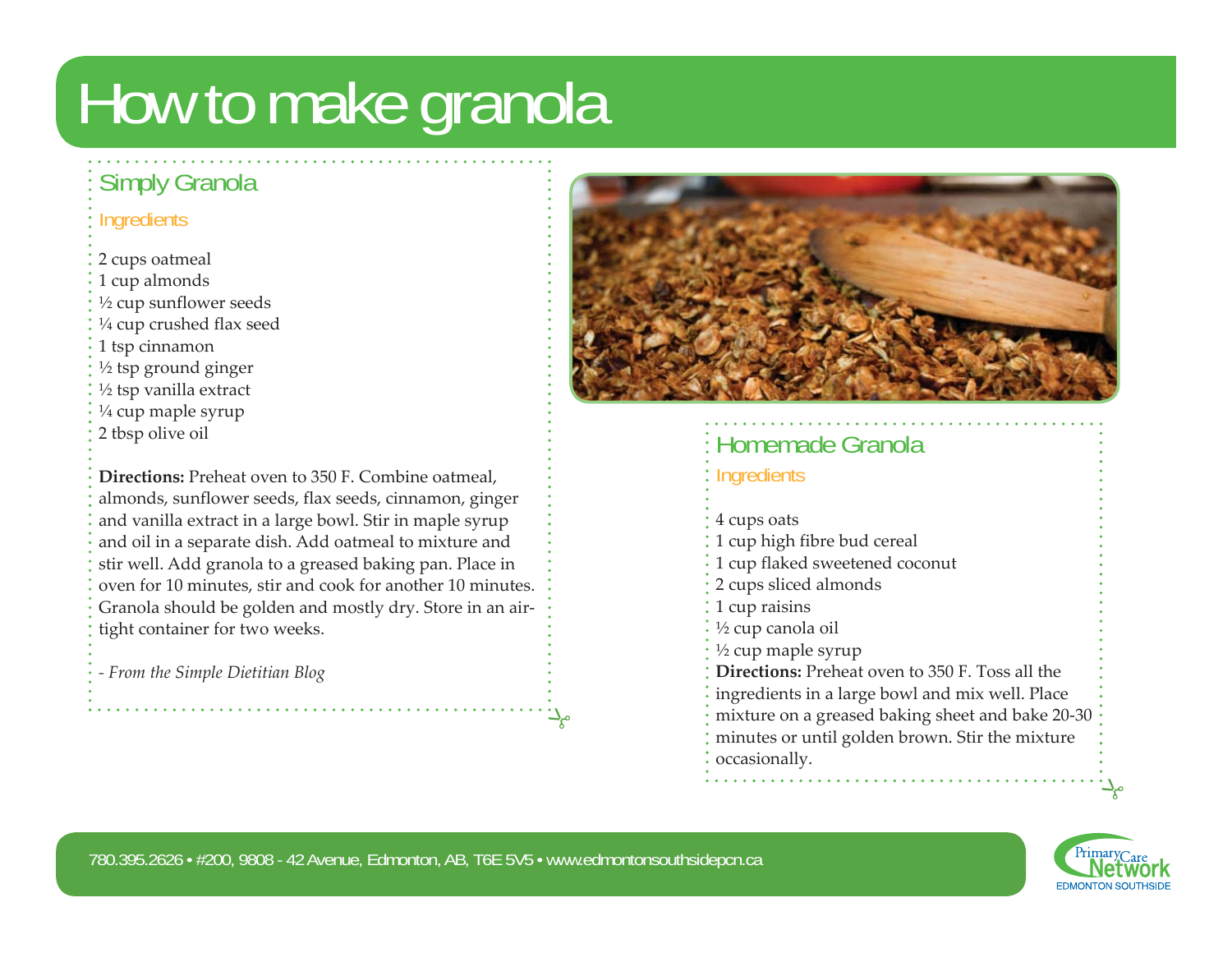# How to make granola

## Simply Granola

### Ingredients

2 cups oatmeal
1 cup almonds
½ cup sunflower seeds
¼ cup crushed flax seed
1 tsp cinnamon
½ tsp ground ginger
½ tsp vanilla extract
¼ cup maple syrup
2 tbsp olive oil

**Directions:** Preheat oven to 350 F. Combine oatmeal, almonds, sunflower seeds, flax seeds, cinnamon, ginger and vanilla extract in a large bowl. Stir in maple syrup and oil in a separate dish. Add oatmeal to mixture and stir well. Add granola to a greased baking pan. Place in oven for 10 minutes, stir and cook for another 10 minutes. Granola should be golden and mostly dry. Store in an air-tight container for two weeks.

*- From the Simple Dietitian Blog*

## Homemade Granola

### Ingredients

4 cups oats
1 cup high fibre bud cereal
1 cup flaked sweetened coconut
2 cups sliced almonds
1 cup raisins
½ cup canola oil
½ cup maple syrup

**Directions:** Preheat oven to 350 F. Toss all the ingredients in a large bowl and mix well. Place mixture on a greased baking sheet and bake 20-30 minutes or until golden brown. Stir the mixture occasionally.

780.395.2626 • #200, 9808 - 42 Avenue, Edmonton, AB, T6E 5V5 • www.edmontonsouthsidepcn.ca

Primary Care Network
EDMONTON SOUTHSIDE